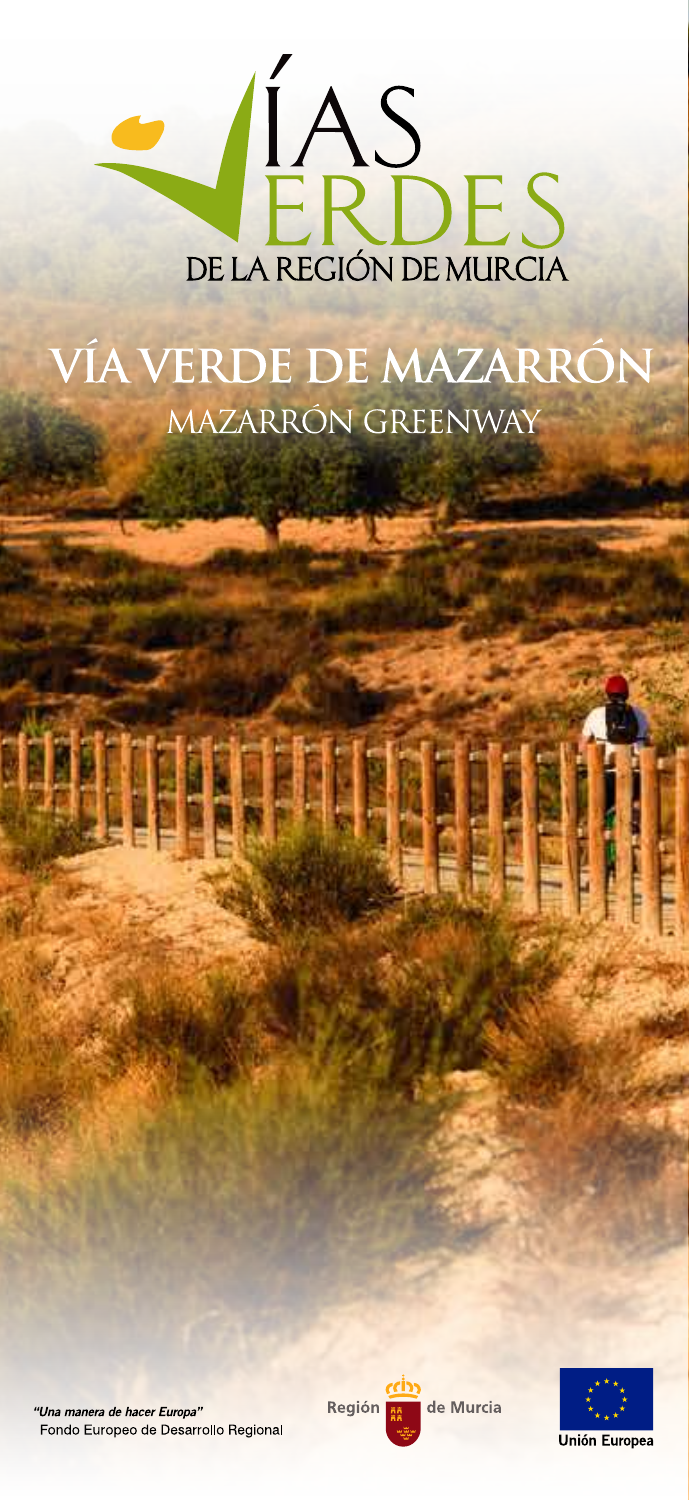# VÍAS VERDES DE LA REGIÓN DE MURCIA

## VÍA VERDE DE MAZARRÓN

### MAZARRÓN GREENWAY

*"Una manera de hacer Europa"*
Fondo Europeo de Desarrollo Regional

Región de Murcia

Unión Europea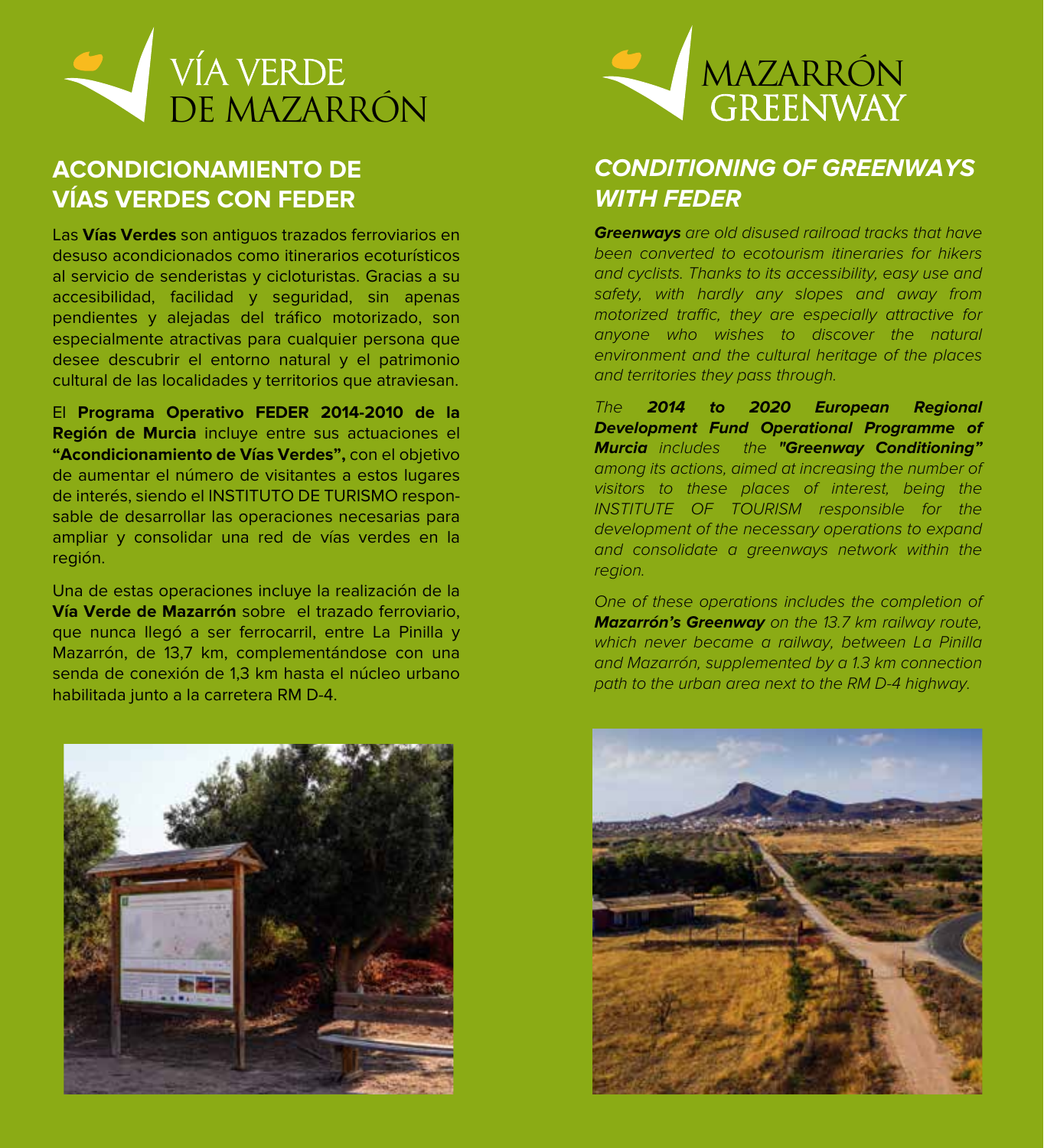# VÍA VERDE DE MAZARRÓN

## ACONDICIONAMIENTO DE VÍAS VERDES CON FEDER

Las **Vías Verdes** son antiguos trazados ferroviarios en desuso acondicionados como itinerarios ecoturísticos al servicio de senderistas y cicloturistas. Gracias a su accesibilidad, facilidad y seguridad, sin apenas pendientes y alejadas del tráfico motorizado, son especialmente atractivas para cualquier persona que desee descubrir el entorno natural y el patrimonio cultural de las localidades y territorios que atraviesan.

El **Programa Operativo FEDER 2014-2010 de la Región de Murcia** incluye entre sus actuaciones el **"Acondicionamiento de Vías Verdes",** con el objetivo de aumentar el número de visitantes a estos lugares de interés, siendo el INSTITUTO DE TURISMO responsable de desarrollar las operaciones necesarias para ampliar y consolidar una red de vías verdes en la región.

Una de estas operaciones incluye la realización de la **Vía Verde de Mazarrón** sobre el trazado ferroviario, que nunca llegó a ser ferrocarril, entre La Pinilla y Mazarrón, de 13,7 km, complementándose con una senda de conexión de 1,3 km hasta el núcleo urbano habilitada junto a la carretera RM D-4.

# MAZARRÓN GREENWAY

## *CONDITIONING OF GREENWAYS WITH FEDER*

***Greenways*** *are old disused railroad tracks that have been converted to ecotourism itineraries for hikers and cyclists. Thanks to its accessibility, easy use and safety, with hardly any slopes and away from motorized traffic, they are especially attractive for anyone who wishes to discover the natural environment and the cultural heritage of the places and territories they pass through.*

*The* ***2014 to 2020 European Regional Development Fund Operational Programme of Murcia*** *includes the* ***"Greenway Conditioning"*** *among its actions, aimed at increasing the number of visitors to these places of interest, being the INSTITUTE OF TOURISM responsible for the development of the necessary operations to expand and consolidate a greenways network within the region.*

*One of these operations includes the completion of* ***Mazarrón's Greenway*** *on the 13.7 km railway route, which never became a railway, between La Pinilla and Mazarrón, supplemented by a 1.3 km connection path to the urban area next to the RM D-4 highway.*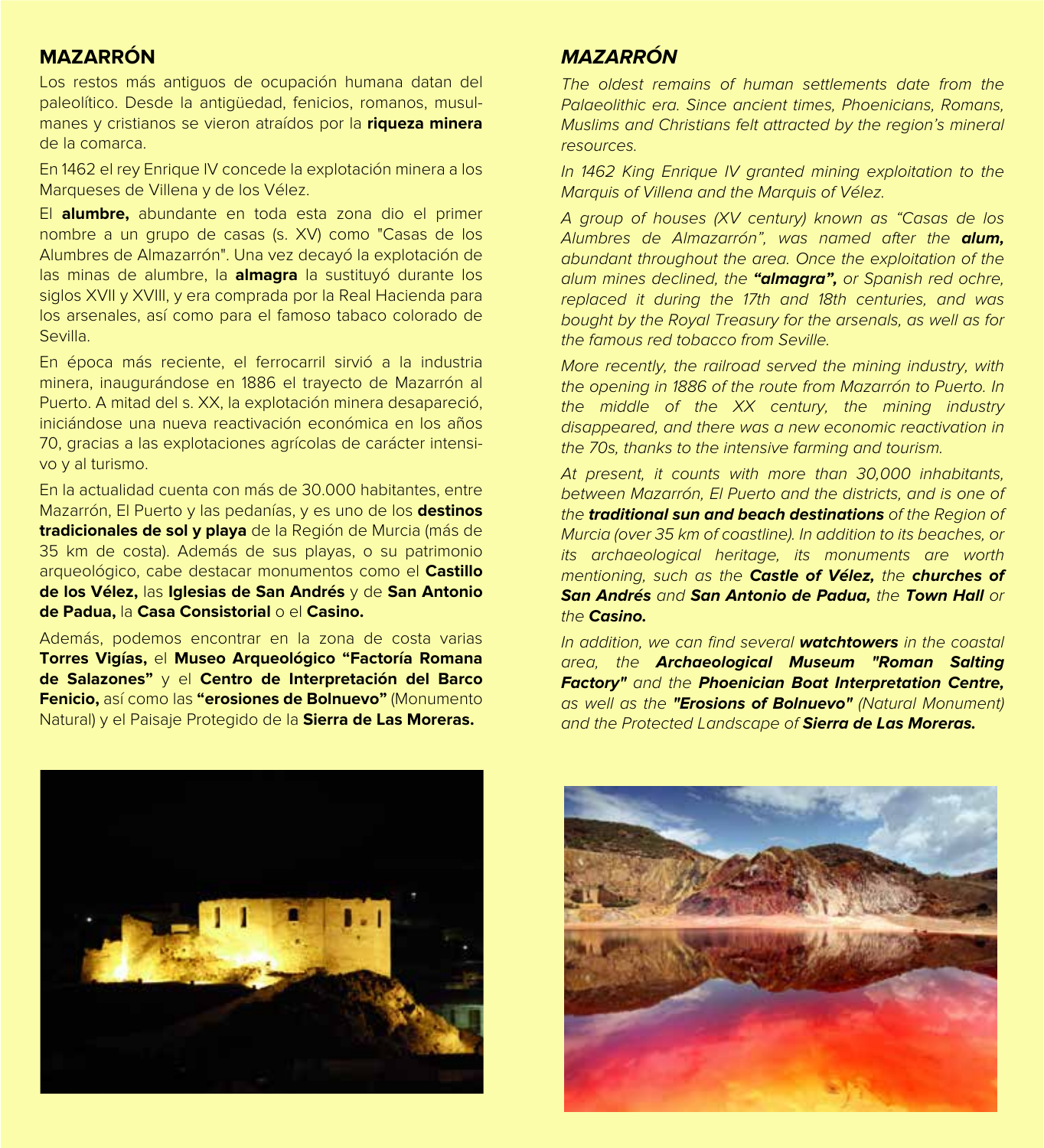## MAZARRÓN

Los restos más antiguos de ocupación humana datan del paleolítico. Desde la antigüedad, fenicios, romanos, musulmanes y cristianos se vieron atraídos por la **riqueza minera** de la comarca.

En 1462 el rey Enrique IV concede la explotación minera a los Marqueses de Villena y de los Vélez.

El **alumbre,** abundante en toda esta zona dio el primer nombre a un grupo de casas (s. XV) como "Casas de los Alumbres de Almazarrón". Una vez decayó la explotación de las minas de alumbre, la **almagra** la sustituyó durante los siglos XVII y XVIII, y era comprada por la Real Hacienda para los arsenales, así como para el famoso tabaco colorado de Sevilla.

En época más reciente, el ferrocarril sirvió a la industria minera, inaugurándose en 1886 el trayecto de Mazarrón al Puerto. A mitad del s. XX, la explotación minera desapareció, iniciándose una nueva reactivación económica en los años 70, gracias a las explotaciones agrícolas de carácter intensivo y al turismo.

En la actualidad cuenta con más de 30.000 habitantes, entre Mazarrón, El Puerto y las pedanías, y es uno de los **destinos tradicionales de sol y playa** de la Región de Murcia (más de 35 km de costa). Además de sus playas, o su patrimonio arqueológico, cabe destacar monumentos como el **Castillo de los Vélez,** las **Iglesias de San Andrés** y de **San Antonio de Padua,** la **Casa Consistorial** o el **Casino.**

Además, podemos encontrar en la zona de costa varias **Torres Vigías,** el **Museo Arqueológico "Factoría Romana de Salazones"** y el **Centro de Interpretación del Barco Fenicio,** así como las **"erosiones de Bolnuevo"** (Monumento Natural) y el Paisaje Protegido de la **Sierra de Las Moreras.**

## *MAZARRÓN*

*The oldest remains of human settlements date from the Palaeolithic era. Since ancient times, Phoenicians, Romans, Muslims and Christians felt attracted by the region's mineral resources.*

*In 1462 King Enrique IV granted mining exploitation to the Marquis of Villena and the Marquis of Vélez.*

*A group of houses (XV century) known as "Casas de los Alumbres de Almazarrón", was named after the* ***alum,*** *abundant throughout the area. Once the exploitation of the alum mines declined, the* ***"almagra",*** *or Spanish red ochre, replaced it during the 17th and 18th centuries, and was bought by the Royal Treasury for the arsenals, as well as for the famous red tobacco from Seville.*

*More recently, the railroad served the mining industry, with the opening in 1886 of the route from Mazarrón to Puerto. In the middle of the XX century, the mining industry disappeared, and there was a new economic reactivation in the 70s, thanks to the intensive farming and tourism.*

*At present, it counts with more than 30,000 inhabitants, between Mazarrón, El Puerto and the districts, and is one of the* ***traditional sun and beach destinations*** *of the Region of Murcia (over 35 km of coastline). In addition to its beaches, or its archaeological heritage, its monuments are worth mentioning, such as the* ***Castle of Vélez,*** *the* ***churches of San Andrés*** *and* ***San Antonio de Padua,*** *the* ***Town Hall*** *or the* ***Casino.***

*In addition, we can find several* ***watchtowers*** *in the coastal area, the* ***Archaeological Museum "Roman Salting Factory"*** *and the* ***Phoenician Boat Interpretation Centre,*** *as well as the* ***"Erosions of Bolnuevo"*** *(Natural Monument) and the Protected Landscape of* ***Sierra de Las Moreras.***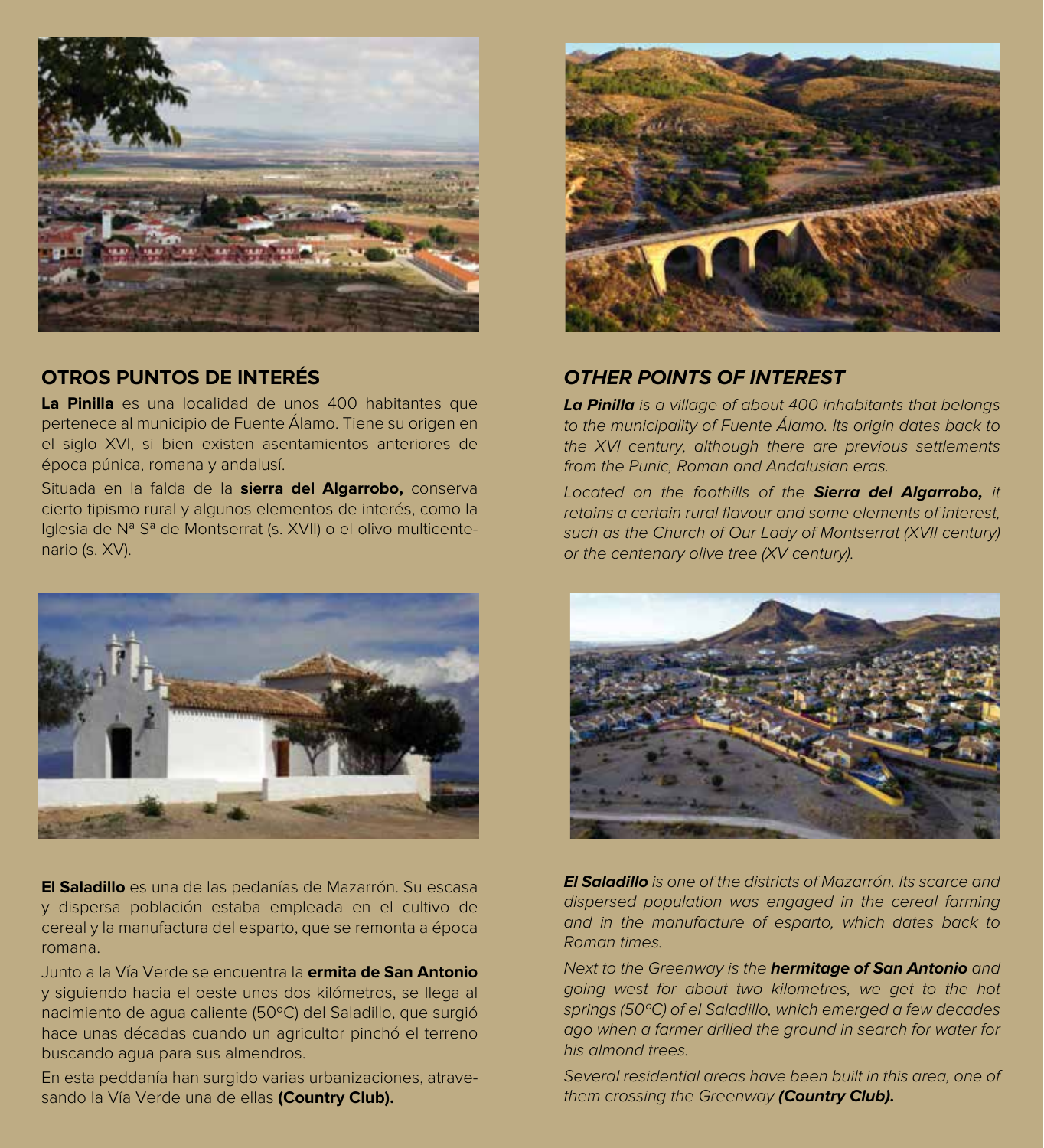## OTROS PUNTOS DE INTERÉS

**La Pinilla** es una localidad de unos 400 habitantes que pertenece al municipio de Fuente Álamo. Tiene su origen en el siglo XVI, si bien existen asentamientos anteriores de época púnica, romana y andalusí.

Situada en la falda de la **sierra del Algarrobo,** conserva cierto tipismo rural y algunos elementos de interés, como la Iglesia de Nª Sª de Montserrat (s. XVII) o el olivo multicentenario (s. XV).

**El Saladillo** es una de las pedanías de Mazarrón. Su escasa y dispersa población estaba empleada en el cultivo de cereal y la manufactura del esparto, que se remonta a época romana.

Junto a la Vía Verde se encuentra la **ermita de San Antonio** y siguiendo hacia el oeste unos dos kilómetros, se llega al nacimiento de agua caliente (50ºC) del Saladillo, que surgió hace unas décadas cuando un agricultor pinchó el terreno buscando agua para sus almendros.

En esta peddanía han surgido varias urbanizaciones, atravesando la Vía Verde una de ellas **(Country Club).**

## *OTHER POINTS OF INTEREST*

***La Pinilla*** *is a village of about 400 inhabitants that belongs to the municipality of Fuente Álamo. Its origin dates back to the XVI century, although there are previous settlements from the Punic, Roman and Andalusian eras.*

*Located on the foothills of the **Sierra del Algarrobo,** it retains a certain rural flavour and some elements of interest, such as the Church of Our Lady of Montserrat (XVII century) or the centenary olive tree (XV century).*

***El Saladillo*** *is one of the districts of Mazarrón. Its scarce and dispersed population was engaged in the cereal farming and in the manufacture of esparto, which dates back to Roman times.*

*Next to the Greenway is the **hermitage of San Antonio** and going west for about two kilometres, we get to the hot springs (50ºC) of el Saladillo, which emerged a few decades ago when a farmer drilled the ground in search for water for his almond trees.*

*Several residential areas have been built in this area, one of them crossing the Greenway **(Country Club).***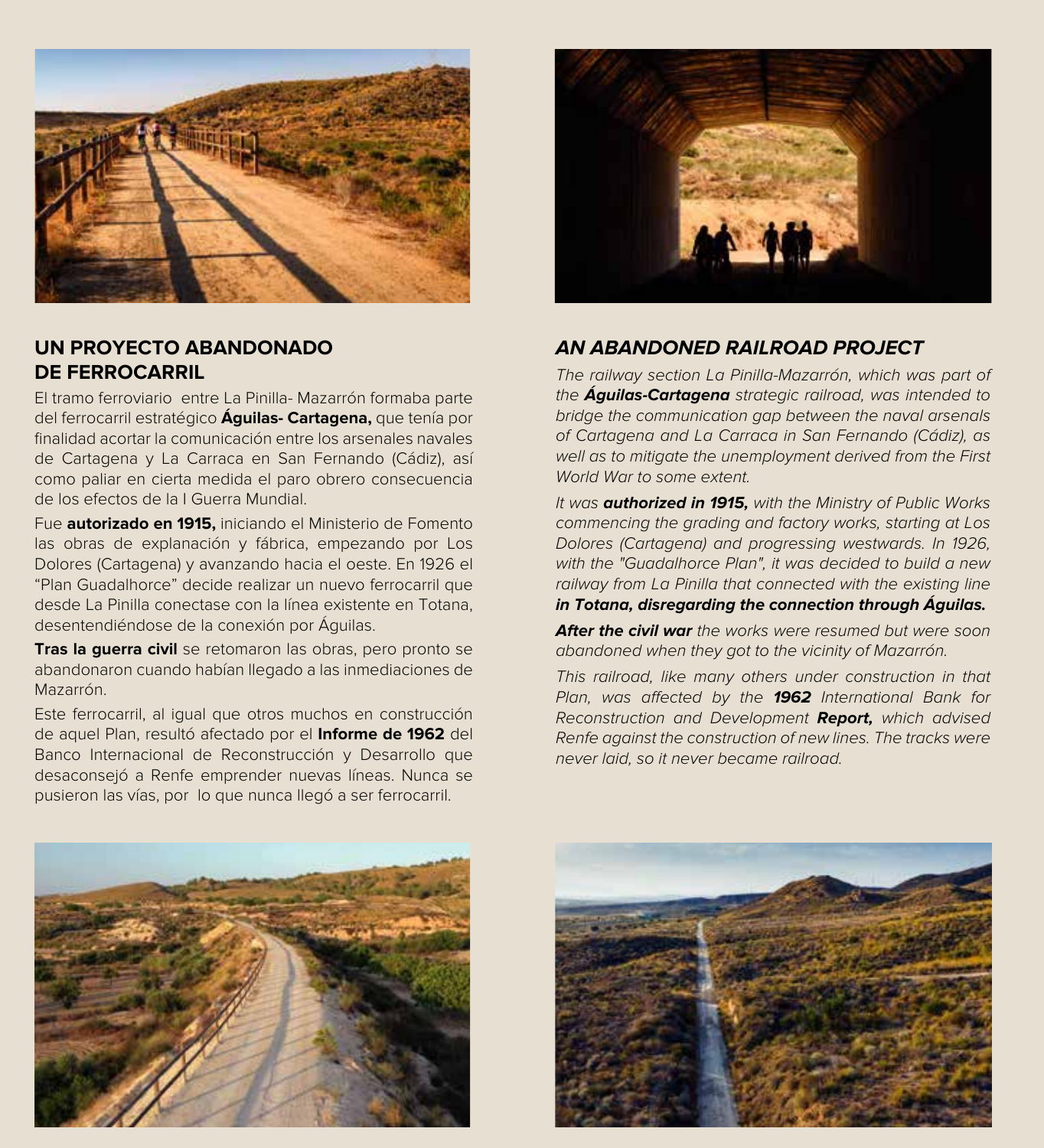## UN PROYECTO ABANDONADO DE FERROCARRIL

El tramo ferroviario entre La Pinilla- Mazarrón formaba parte del ferrocarril estratégico **Águilas- Cartagena,** que tenía por finalidad acortar la comunicación entre los arsenales navales de Cartagena y La Carraca en San Fernando (Cádiz), así como paliar en cierta medida el paro obrero consecuencia de los efectos de la I Guerra Mundial.

Fue **autorizado en 1915,** iniciando el Ministerio de Fomento las obras de explanación y fábrica, empezando por Los Dolores (Cartagena) y avanzando hacia el oeste. En 1926 el "Plan Guadalhorce" decide realizar un nuevo ferrocarril que desde La Pinilla conectase con la línea existente en Totana, desentendiéndose de la conexión por Águilas.

**Tras la guerra civil** se retomaron las obras, pero pronto se abandonaron cuando habían llegado a las inmediaciones de Mazarrón.

Este ferrocarril, al igual que otros muchos en construcción de aquel Plan, resultó afectado por el **Informe de 1962** del Banco Internacional de Reconstrucción y Desarrollo que desaconsejó a Renfe emprender nuevas líneas. Nunca se pusieron las vías, por lo que nunca llegó a ser ferrocarril.

## *AN ABANDONED RAILROAD PROJECT*

*The railway section La Pinilla-Mazarrón, which was part of the* ***Águilas-Cartagena*** *strategic railroad, was intended to bridge the communication gap between the naval arsenals of Cartagena and La Carraca in San Fernando (Cádiz), as well as to mitigate the unemployment derived from the First World War to some extent.*

*It was* ***authorized in 1915,*** *with the Ministry of Public Works commencing the grading and factory works, starting at Los Dolores (Cartagena) and progressing westwards. In 1926, with the "Guadalhorce Plan", it was decided to build a new railway from La Pinilla that connected with the existing line* ***in Totana, disregarding the connection through Águilas.***

***After the civil war*** *the works were resumed but were soon abandoned when they got to the vicinity of Mazarrón.*

*This railroad, like many others under construction in that Plan, was affected by the* ***1962*** *International Bank for Reconstruction and Development* ***Report,*** *which advised Renfe against the construction of new lines. The tracks were never laid, so it never became railroad.*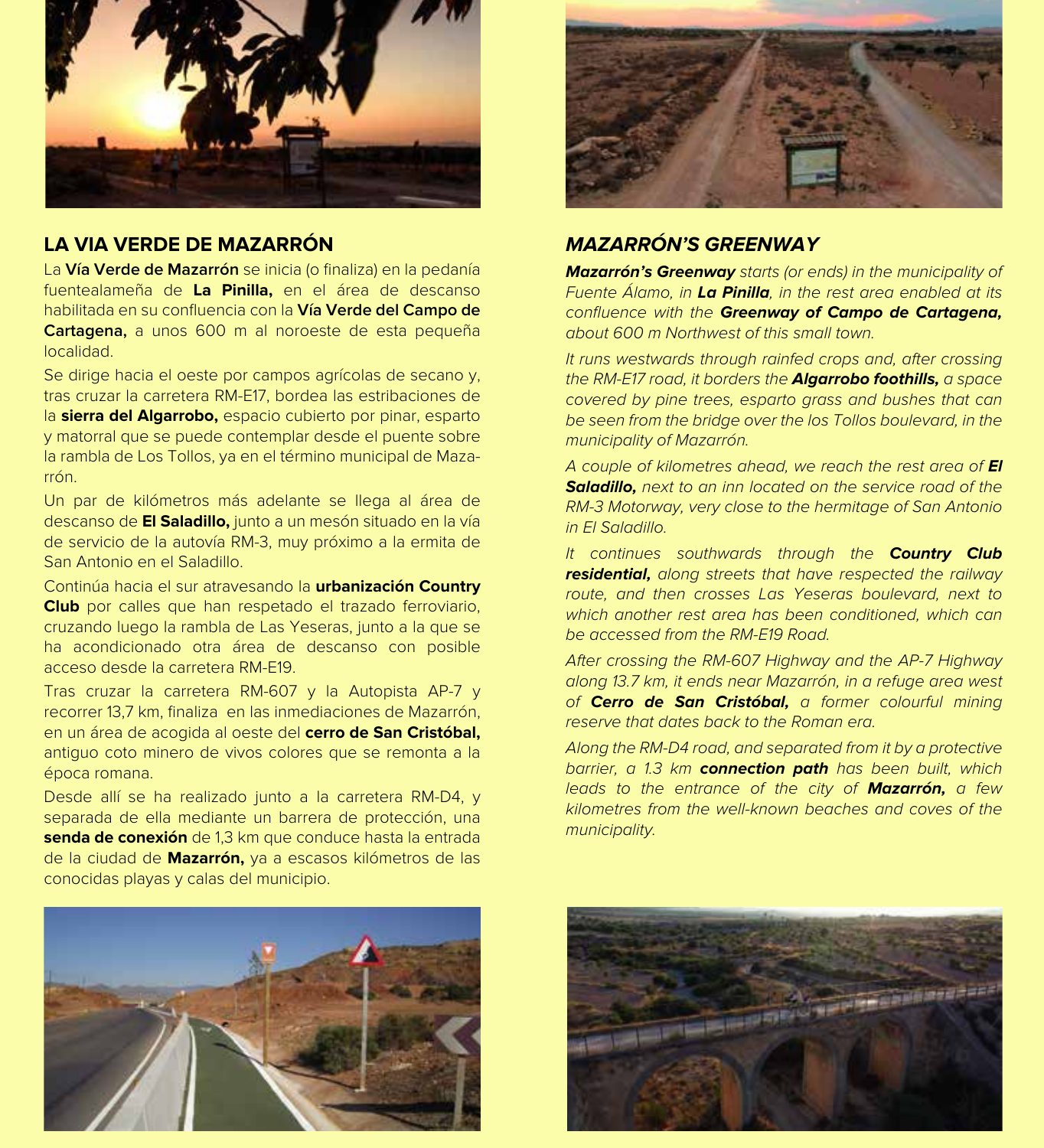## LA VIA VERDE DE MAZARRÓN

La **Vía Verde de Mazarrón** se inicia (o finaliza) en la pedanía fuentealameña de **La Pinilla,** en el área de descanso habilitada en su confluencia con la **Vía Verde del Campo de Cartagena,** a unos 600 m al noroeste de esta pequeña localidad.

Se dirige hacia el oeste por campos agrícolas de secano y, tras cruzar la carretera RM-E17, bordea las estribaciones de la **sierra del Algarrobo,** espacio cubierto por pinar, esparto y matorral que se puede contemplar desde el puente sobre la rambla de Los Tollos, ya en el término municipal de Mazarrón.

Un par de kilómetros más adelante se llega al área de descanso de **El Saladillo,** junto a un mesón situado en la vía de servicio de la autovía RM-3, muy próximo a la ermita de San Antonio en el Saladillo.

Continúa hacia el sur atravesando la **urbanización Country Club** por calles que han respetado el trazado ferroviario, cruzando luego la rambla de Las Yeseras, junto a la que se ha acondicionado otra área de descanso con posible acceso desde la carretera RM-E19.

Tras cruzar la carretera RM-607 y la Autopista AP-7 y recorrer 13,7 km, finaliza en las inmediaciones de Mazarrón, en un área de acogida al oeste del **cerro de San Cristóbal,** antiguo coto minero de vivos colores que se remonta a la época romana.

Desde allí se ha realizado junto a la carretera RM-D4, y separada de ella mediante un barrera de protección, una **senda de conexión** de 1,3 km que conduce hasta la entrada de la ciudad de **Mazarrón,** ya a escasos kilómetros de las conocidas playas y calas del municipio.

## *MAZARRÓN'S GREENWAY*

***Mazarrón's Greenway*** *starts (or ends) in the municipality of Fuente Álamo, in* ***La Pinilla****, in the rest area enabled at its confluence with the* ***Greenway of Campo de Cartagena,*** *about 600 m Northwest of this small town.*

*It runs westwards through rainfed crops and, after crossing the RM-E17 road, it borders the* ***Algarrobo foothills,*** *a space covered by pine trees, esparto grass and bushes that can be seen from the bridge over the los Tollos boulevard, in the municipality of Mazarrón.*

*A couple of kilometres ahead, we reach the rest area of* ***El Saladillo,*** *next to an inn located on the service road of the RM-3 Motorway, very close to the hermitage of San Antonio in El Saladillo.*

*It continues southwards through the* ***Country Club residential,*** *along streets that have respected the railway route, and then crosses Las Yeseras boulevard, next to which another rest area has been conditioned, which can be accessed from the RM-E19 Road.*

*After crossing the RM-607 Highway and the AP-7 Highway along 13.7 km, it ends near Mazarrón, in a refuge area west of* ***Cerro de San Cristóbal,*** *a former colourful mining reserve that dates back to the Roman era.*

*Along the RM-D4 road, and separated from it by a protective barrier, a 1.3 km* ***connection path*** *has been built, which leads to the entrance of the city of* ***Mazarrón,*** *a few kilometres from the well-known beaches and coves of the municipality.*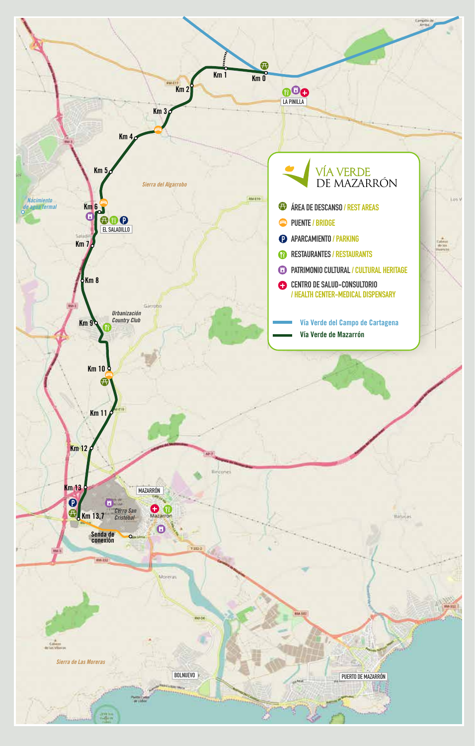# VÍA VERDE DE MAZARRÓN

- ÁREA DE DESCANSO / REST AREAS
- PUENTE / BRIDGE
- APARCAMIENTO / PARKING
- RESTAURANTES / RESTAURANTS
- PATRIMONIO CULTURAL / CULTURAL HERITAGE
- CENTRO DE SALUD-CONSULTORIO / HEALTH CENTER-MEDICAL DISPENSARY

- Vía Verde del Campo de Cartagena
- Vía Verde de Mazarrón

Km 0, Km 1, Km 2, Km 3, Km 4, Km 5, Km 6, Km 7, Km 8, Km 9, Km 10, Km 11, Km 12, Km 13, Km 13,7

LA PINILLA

EL SALADILLO

Sierra del Algarrobo

Nacimiento de agua termal

Urbanización Country Club

MAZARRÓN

Cerro San Cristóbal

Senda de conexión

Sierra de Las Moreras

BOLNUEVO

PUERTO DE MAZARRÓN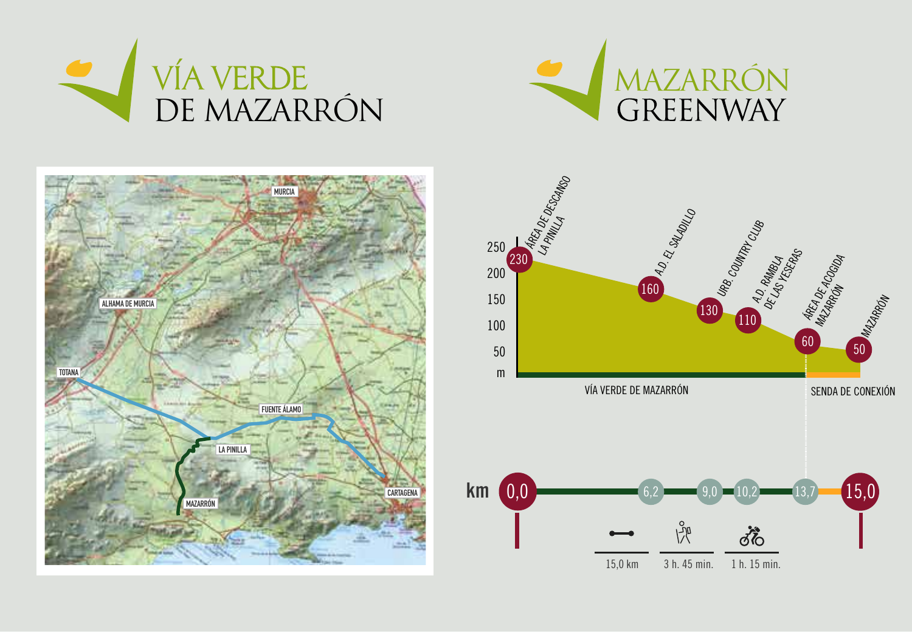# VÍA VERDE DE MAZARRÓN

# MAZARRÓN GREENWAY

MURCIA

ALHAMA DE MURCIA

TOTANA

FUENTE ÁLAMO

LA PINILLA

CARTAGENA

MAZARRÓN

| km | Punto | Altitud (m) |
| --- | --- | --- |
| 0,0 | Área de descanso La Pinilla | 230 |
| 6,2 | A.D. El Saladillo | 160 |
| 9,0 | Urb. Country Club | 130 |
| 10,2 | A.D. Rambla de las Yeseras | 110 |
| 13,7 | Área de acogida Mazarrón | 60 |
| 15,0 | Mazarrón | 50 |

VÍA VERDE DE MAZARRÓN

SENDA DE CONEXIÓN

15,0 km

3 h. 45 min.

1 h. 15 min.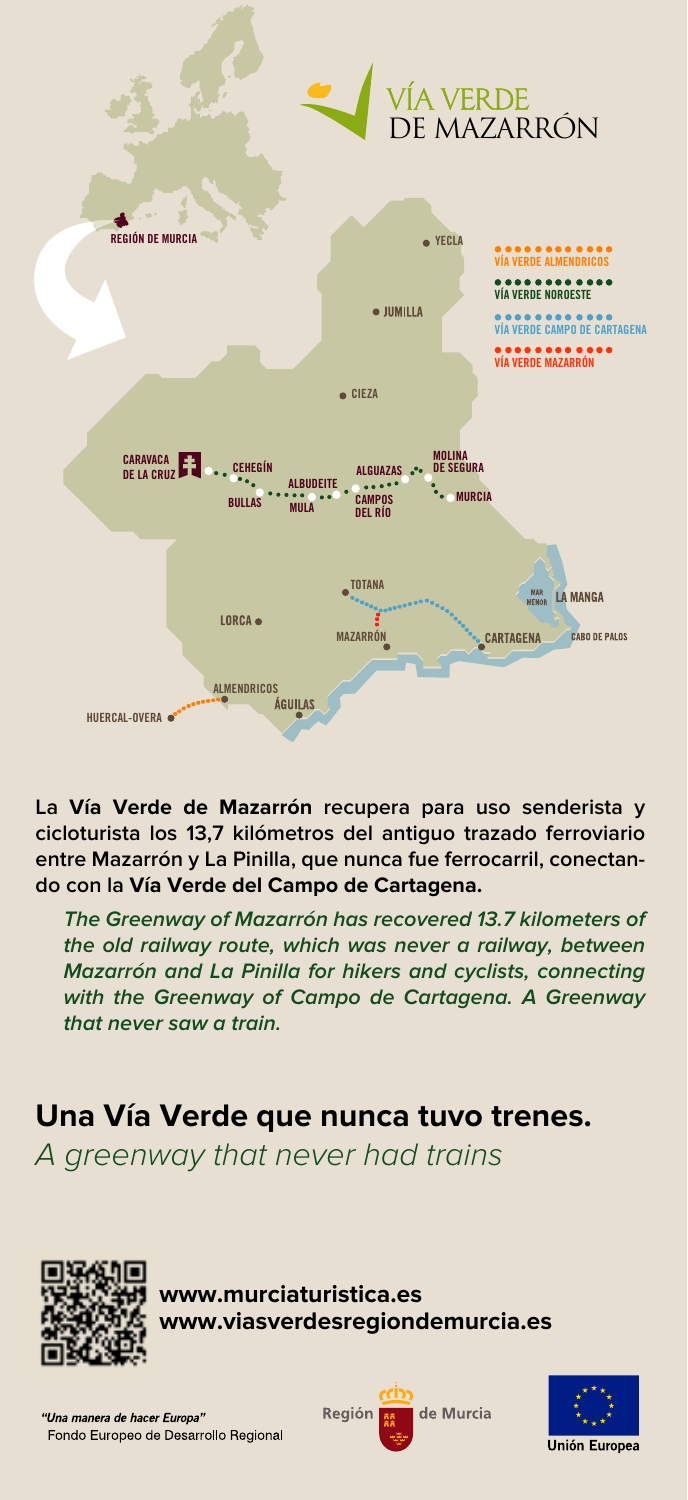# VÍA VERDE DE MAZARRÓN

REGIÓN DE MURCIA

VÍA VERDE ALMENDRICOS

VÍA VERDE NOROESTE

VÍA VERDE CAMPO DE CARTAGENA

VÍA VERDE MAZARRÓN

YECLA

JUMILLA

CIEZA

CARAVACA DE LA CRUZ

CEHEGÍN

BULLAS

ALBUDEITE

MULA

ALGUAZAS

CAMPOS DEL RÍO

MOLINA DE SEGURA

MURCIA

TOTANA

LORCA

MAZARRÓN

CARTAGENA

MAR MENOR

LA MANGA

CABO DE PALOS

ALMENDRICOS

ÁGUILAS

HUERCAL-OVERA

La **Vía Verde de Mazarrón** recupera para uso senderista y cicloturista los 13,7 kilómetros del antiguo trazado ferroviario entre Mazarrón y La Pinilla, que nunca fue ferrocarril, conectando con la **Vía Verde del Campo de Cartagena.**

***The Greenway of Mazarrón has recovered 13.7 kilometers of the old railway route, which was never a railway, between Mazarrón and La Pinilla for hikers and cyclists, connecting with the Greenway of Campo de Cartagena. A Greenway that never saw a train.***

## Una Vía Verde que nunca tuvo trenes.

*A greenway that never had trains*

**www.murciaturistica.es**
**www.viasverdesregiondemurcia.es**

*"Una manera de hacer Europa"*
Fondo Europeo de Desarrollo Regional

Región de Murcia

Unión Europea